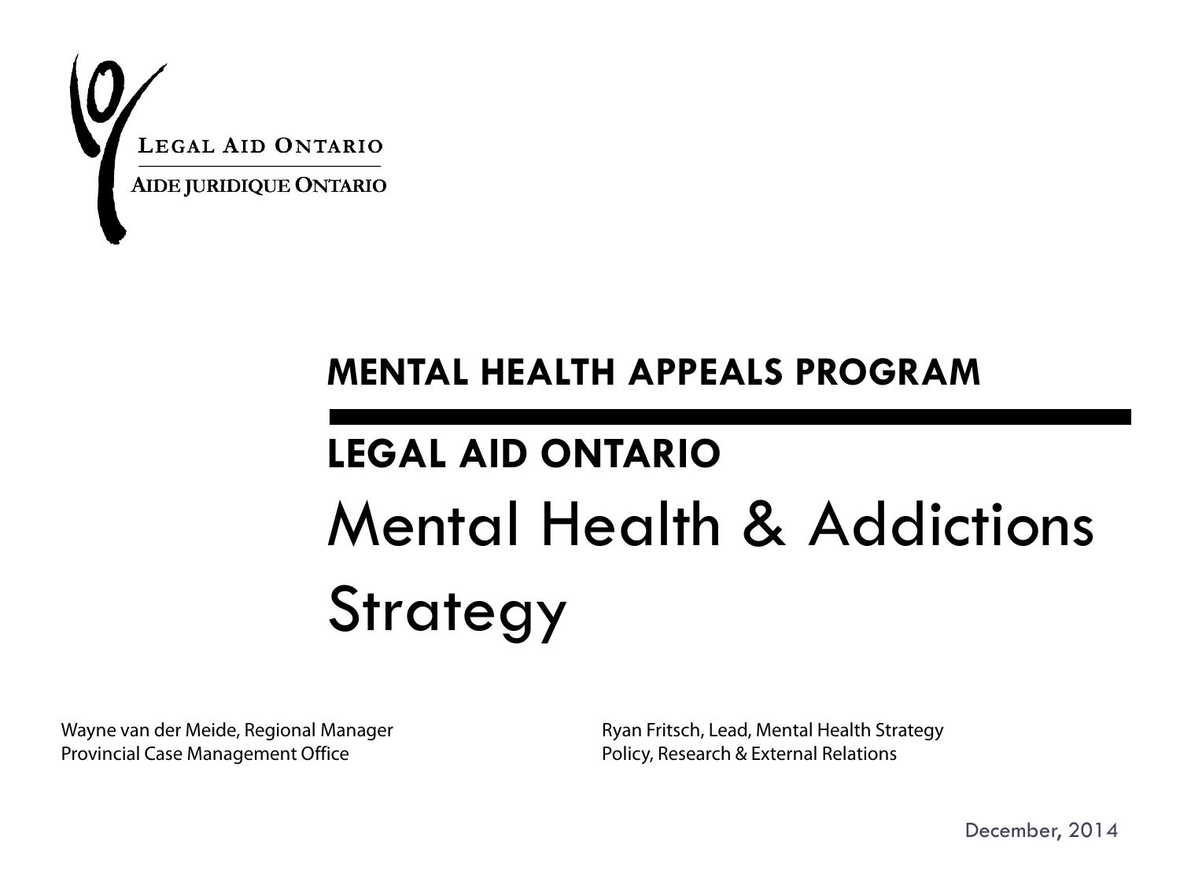LEGAL AID ONTARIO

AIDE JURIDIQUE ONTARIO

# MENTAL HEALTH APPEALS PROGRAM

## LEGAL AID ONTARIO

# Mental Health & Addictions Strategy

Wayne van der Meide, Regional Manager
Provincial Case Management Office

Ryan Fritsch, Lead, Mental Health Strategy
Policy, Research & External Relations

December, 2014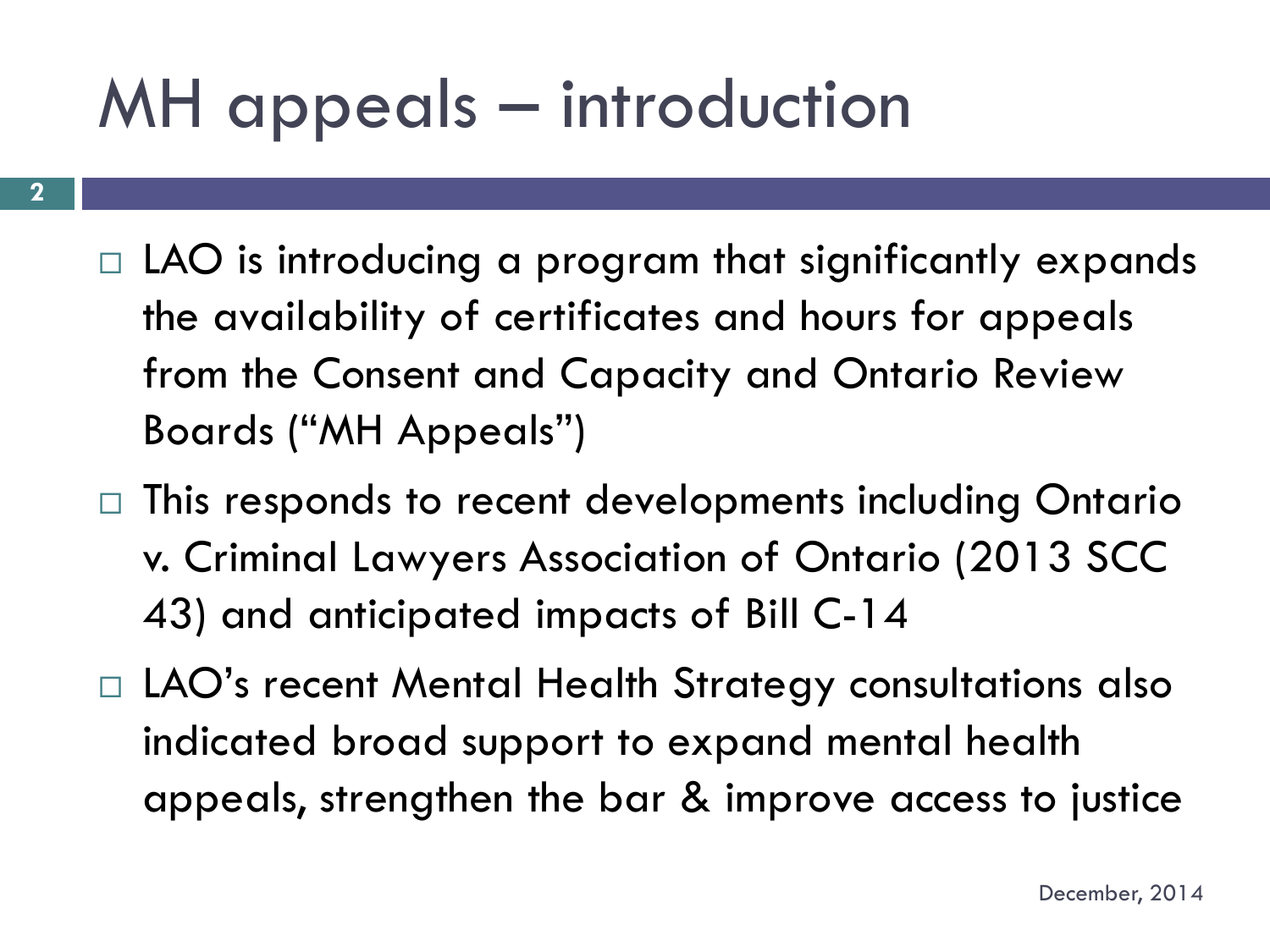# MH appeals – introduction

- LAO is introducing a program that significantly expands the availability of certificates and hours for appeals from the Consent and Capacity and Ontario Review Boards ("MH Appeals")
- This responds to recent developments including Ontario v. Criminal Lawyers Association of Ontario (2013 SCC 43) and anticipated impacts of Bill C-14
- LAO's recent Mental Health Strategy consultations also indicated broad support to expand mental health appeals, strengthen the bar & improve access to justice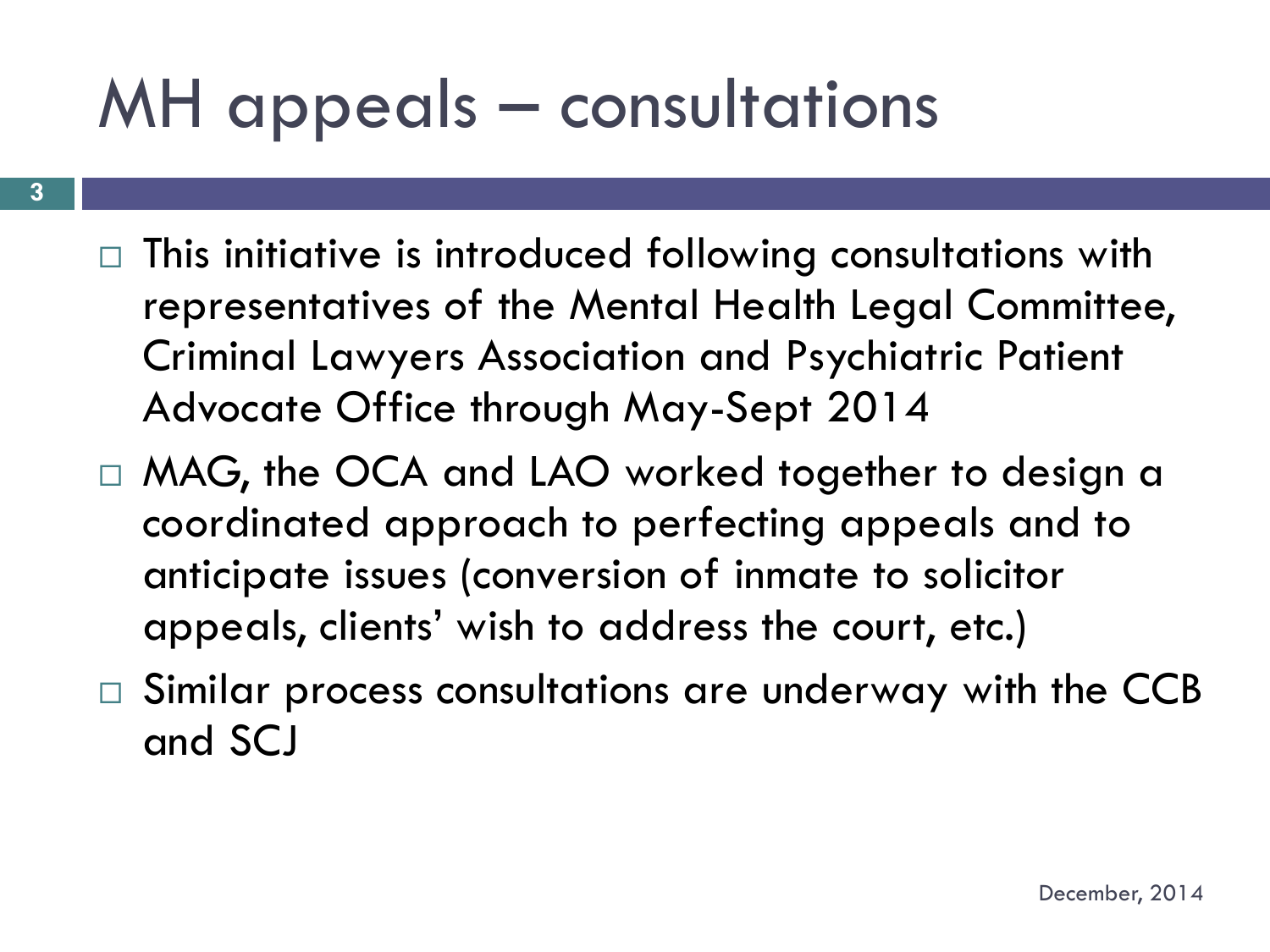# MH appeals – consultations

- This initiative is introduced following consultations with representatives of the Mental Health Legal Committee, Criminal Lawyers Association and Psychiatric Patient Advocate Office through May-Sept 2014
- MAG, the OCA and LAO worked together to design a coordinated approach to perfecting appeals and to anticipate issues (conversion of inmate to solicitor appeals, clients' wish to address the court, etc.)
- Similar process consultations are underway with the CCB and SCJ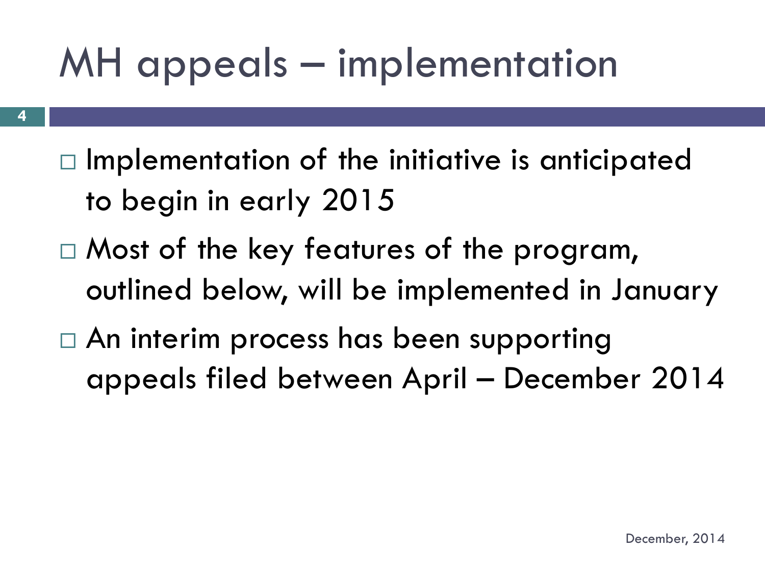# MH appeals – implementation

- Implementation of the initiative is anticipated to begin in early 2015
- Most of the key features of the program, outlined below, will be implemented in January
- An interim process has been supporting appeals filed between April – December 2014

December, 2014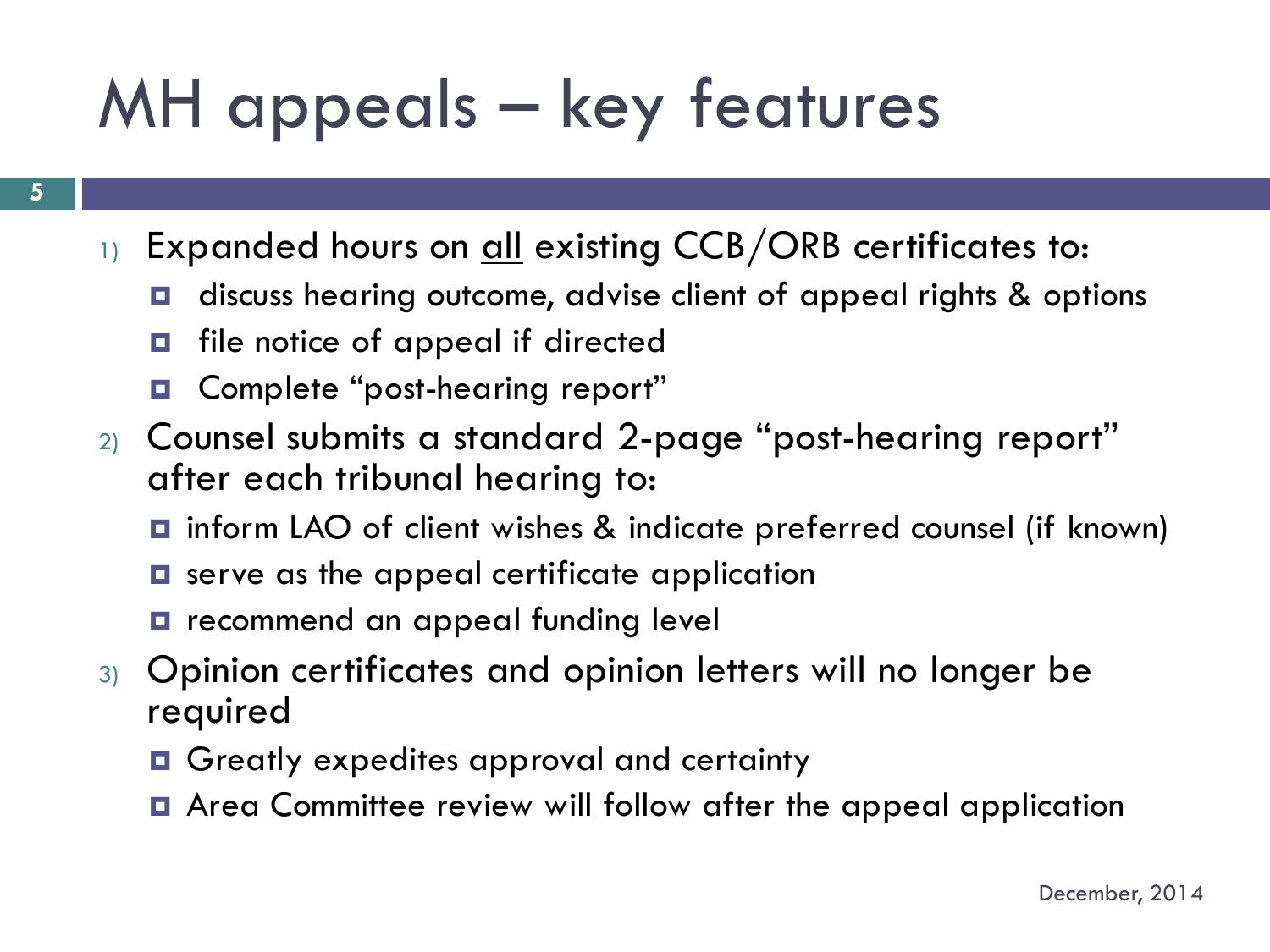# MH appeals – key features

1) Expanded hours on <u>all</u> existing CCB/ORB certificates to:
   - discuss hearing outcome, advise client of appeal rights & options
   - file notice of appeal if directed
   - Complete "post-hearing report"
2) Counsel submits a standard 2-page "post-hearing report" after each tribunal hearing to:
   - inform LAO of client wishes & indicate preferred counsel (if known)
   - serve as the appeal certificate application
   - recommend an appeal funding level
3) Opinion certificates and opinion letters will no longer be required
   - Greatly expedites approval and certainty
   - Area Committee review will follow after the appeal application

December, 2014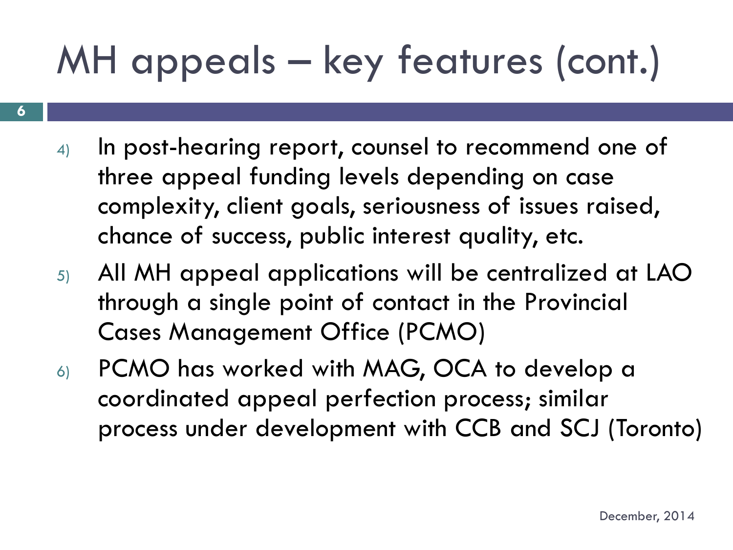# MH appeals – key features (cont.)

4) In post-hearing report, counsel to recommend one of three appeal funding levels depending on case complexity, client goals, seriousness of issues raised, chance of success, public interest quality, etc.

5) All MH appeal applications will be centralized at LAO through a single point of contact in the Provincial Cases Management Office (PCMO)

6) PCMO has worked with MAG, OCA to develop a coordinated appeal perfection process; similar process under development with CCB and SCJ (Toronto)

December, 2014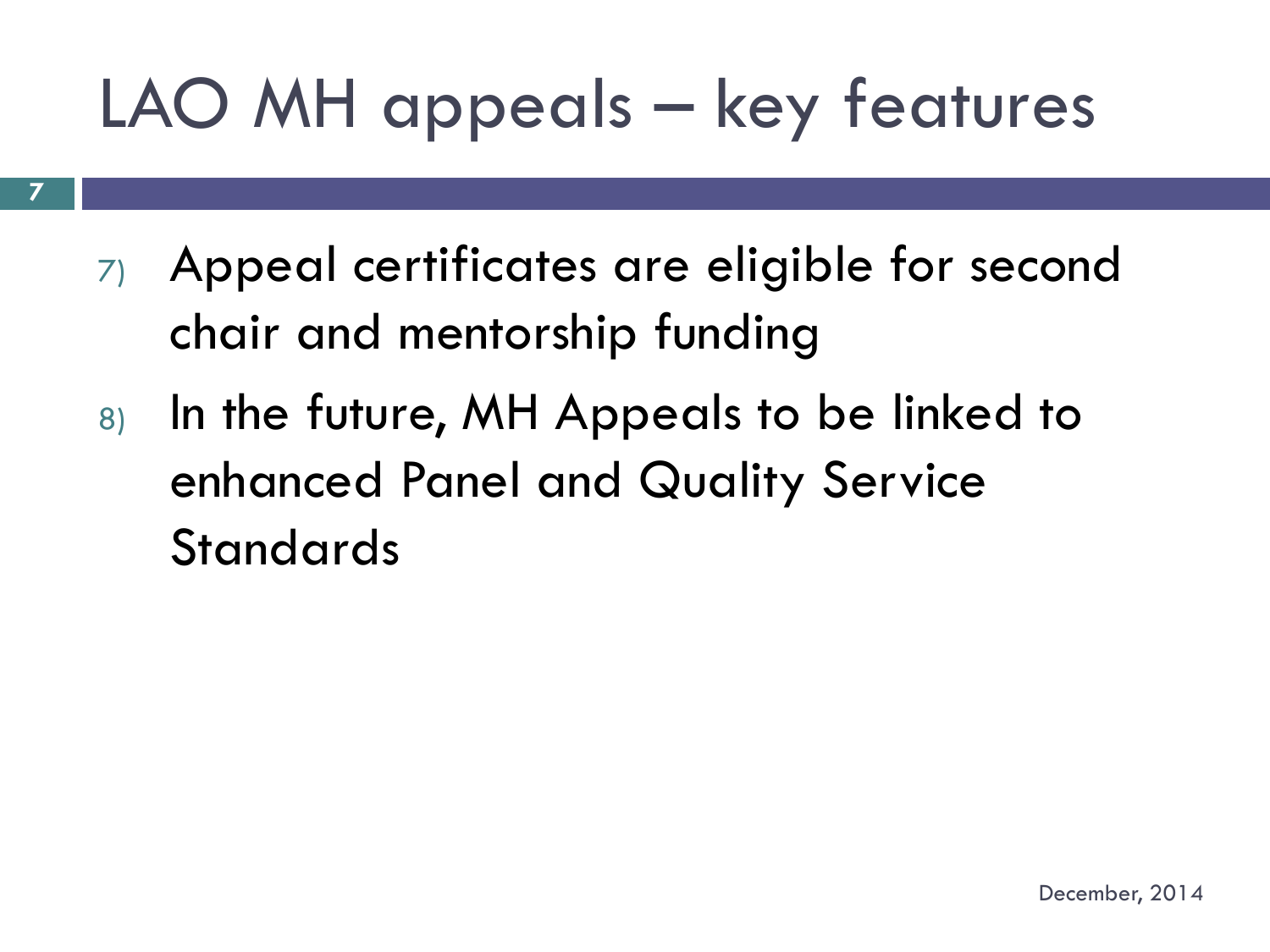# LAO MH appeals – key features

7) Appeal certificates are eligible for second chair and mentorship funding
8) In the future, MH Appeals to be linked to enhanced Panel and Quality Service Standards

December, 2014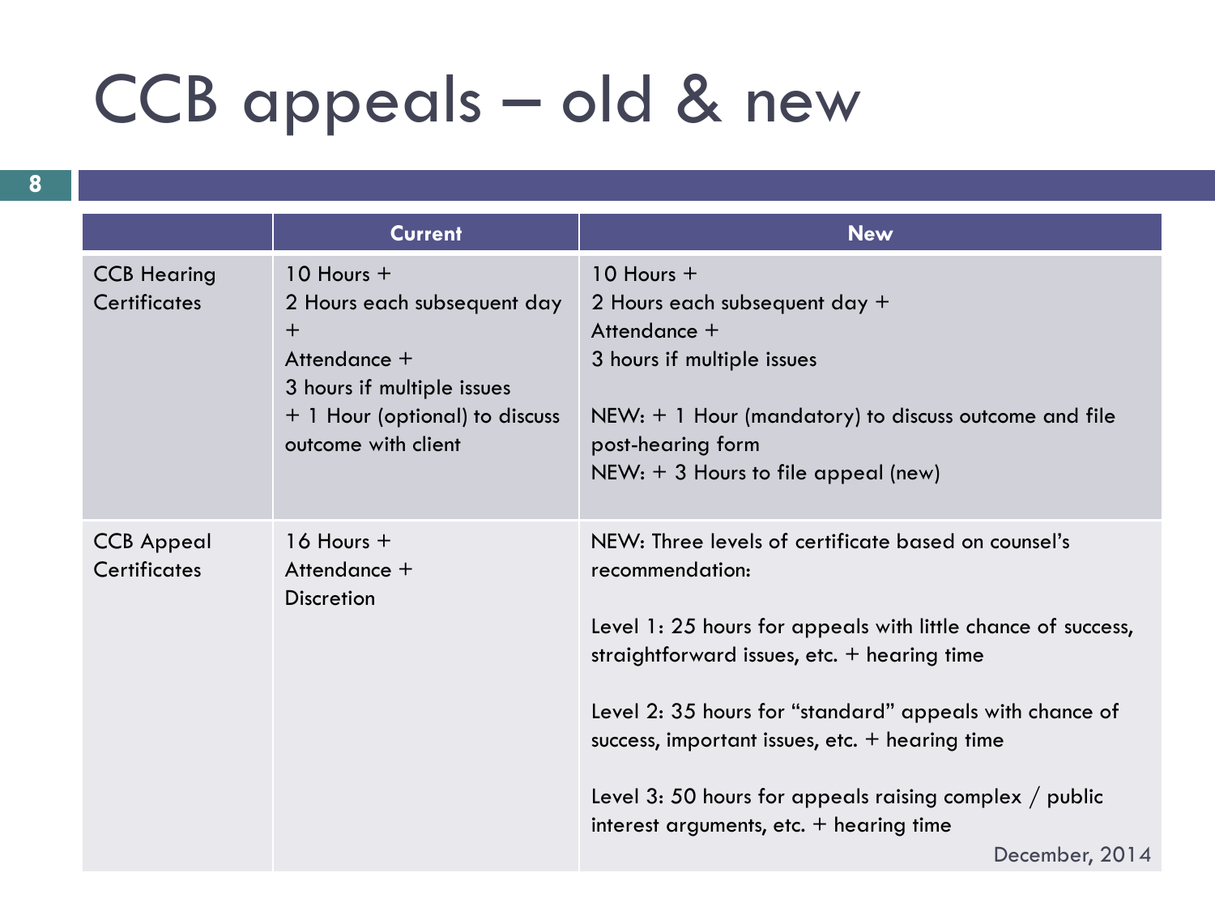# CCB appeals – old & new

| | Current | New |
|---|---|---|
| CCB Hearing Certificates | 10 Hours +<br>2 Hours each subsequent day +<br>Attendance +<br>3 hours if multiple issues<br>+ 1 Hour (optional) to discuss outcome with client | 10 Hours +<br>2 Hours each subsequent day +<br>Attendance +<br>3 hours if multiple issues<br><br>NEW: + 1 Hour (mandatory) to discuss outcome and file post-hearing form<br>NEW: + 3 Hours to file appeal (new) |
| CCB Appeal Certificates | 16 Hours +<br>Attendance +<br>Discretion | NEW: Three levels of certificate based on counsel's recommendation:<br><br>Level 1: 25 hours for appeals with little chance of success, straightforward issues, etc. + hearing time<br><br>Level 2: 35 hours for "standard" appeals with chance of success, important issues, etc. + hearing time<br><br>Level 3: 50 hours for appeals raising complex / public interest arguments, etc. + hearing time |

December, 2014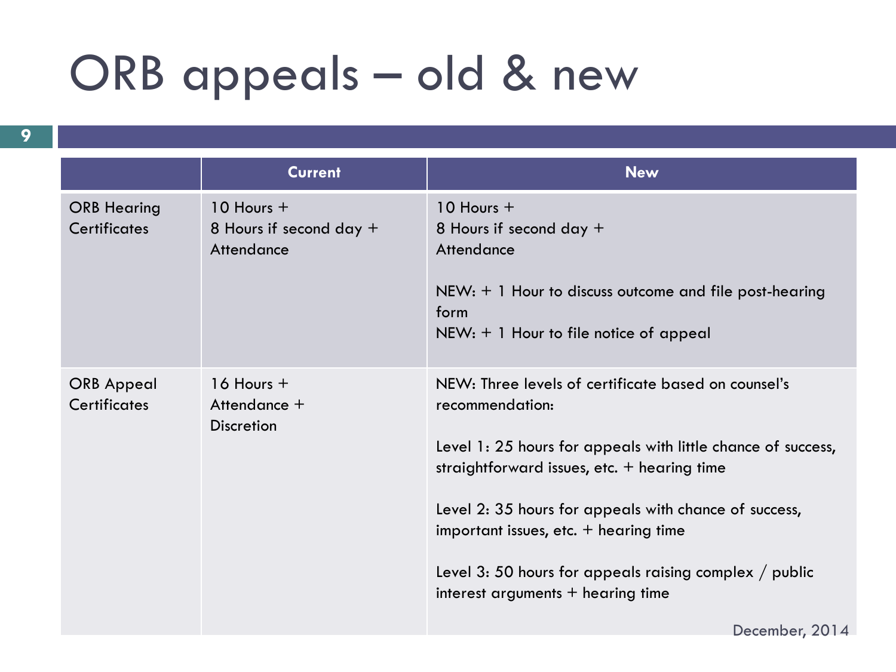# ORB appeals – old & new

| | Current | New |
|---|---|---|
| ORB Hearing Certificates | 10 Hours + <br> 8 Hours if second day + <br> Attendance | 10 Hours + <br> 8 Hours if second day + <br> Attendance <br><br> NEW: + 1 Hour to discuss outcome and file post-hearing form <br> NEW: + 1 Hour to file notice of appeal |
| ORB Appeal Certificates | 16 Hours + <br> Attendance + <br> Discretion | NEW: Three levels of certificate based on counsel's recommendation: <br><br> Level 1: 25 hours for appeals with little chance of success, straightforward issues, etc. + hearing time <br><br> Level 2: 35 hours for appeals with chance of success, important issues, etc. + hearing time <br><br> Level 3: 50 hours for appeals raising complex / public interest arguments + hearing time |

December, 2014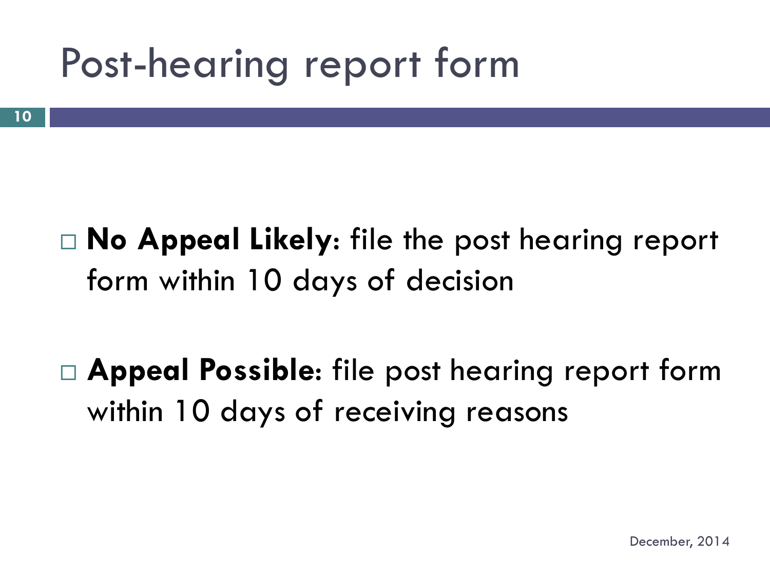# Post-hearing report form

- **No Appeal Likely:** file the post hearing report form within 10 days of decision

- **Appeal Possible:** file post hearing report form within 10 days of receiving reasons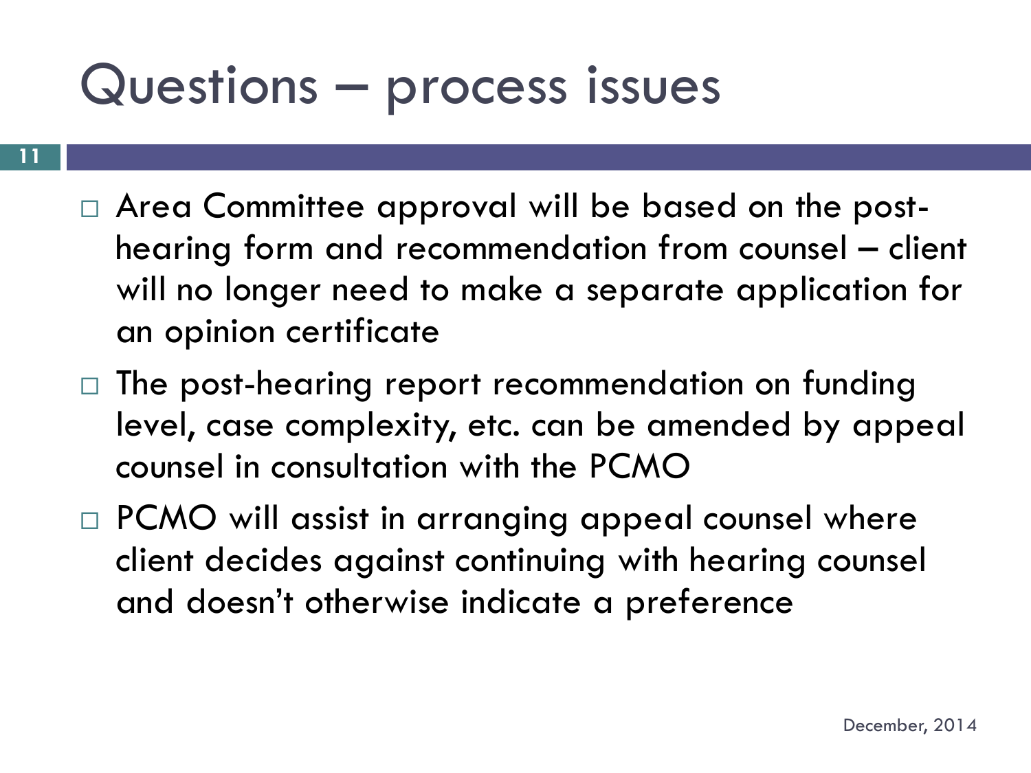# Questions – process issues

- Area Committee approval will be based on the post-hearing form and recommendation from counsel – client will no longer need to make a separate application for an opinion certificate
- The post-hearing report recommendation on funding level, case complexity, etc. can be amended by appeal counsel in consultation with the PCMO
- PCMO will assist in arranging appeal counsel where client decides against continuing with hearing counsel and doesn't otherwise indicate a preference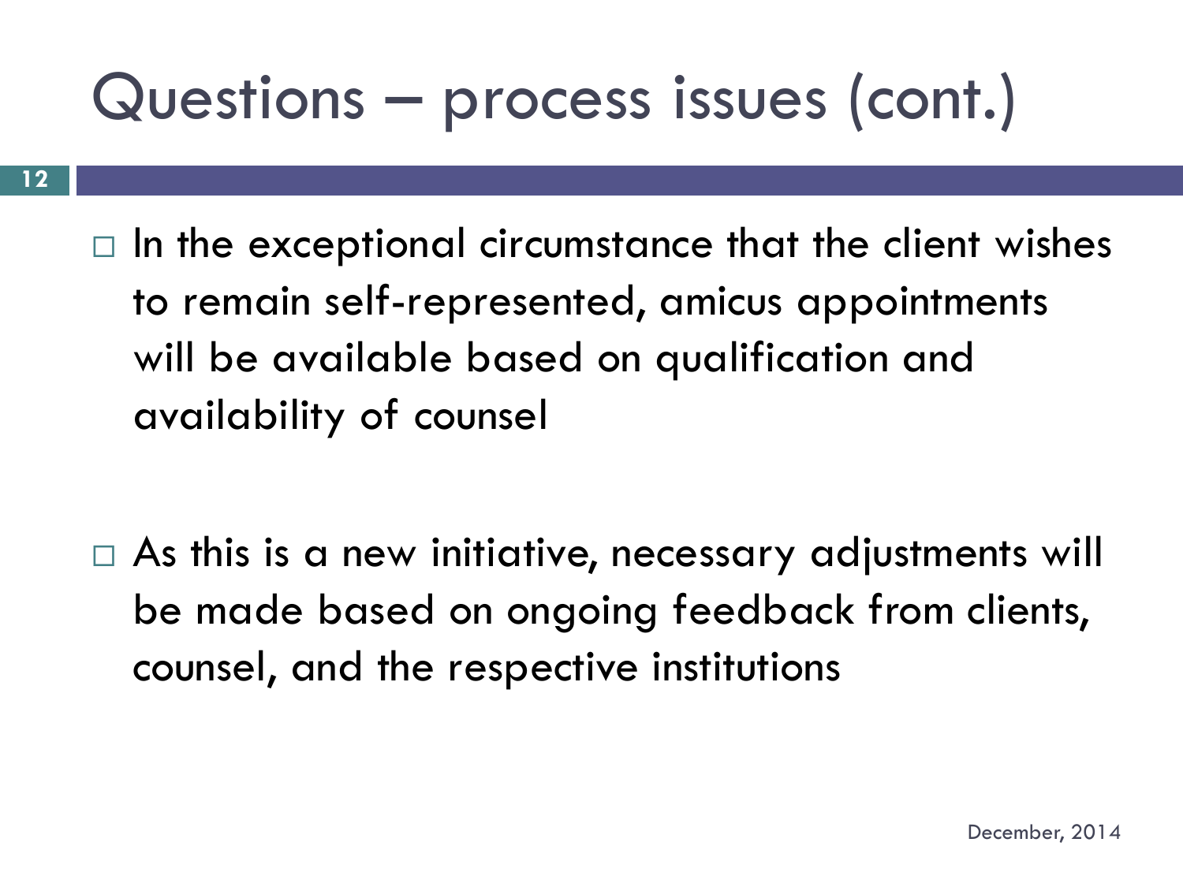# Questions – process issues (cont.)

- In the exceptional circumstance that the client wishes to remain self-represented, amicus appointments will be available based on qualification and availability of counsel

- As this is a new initiative, necessary adjustments will be made based on ongoing feedback from clients, counsel, and the respective institutions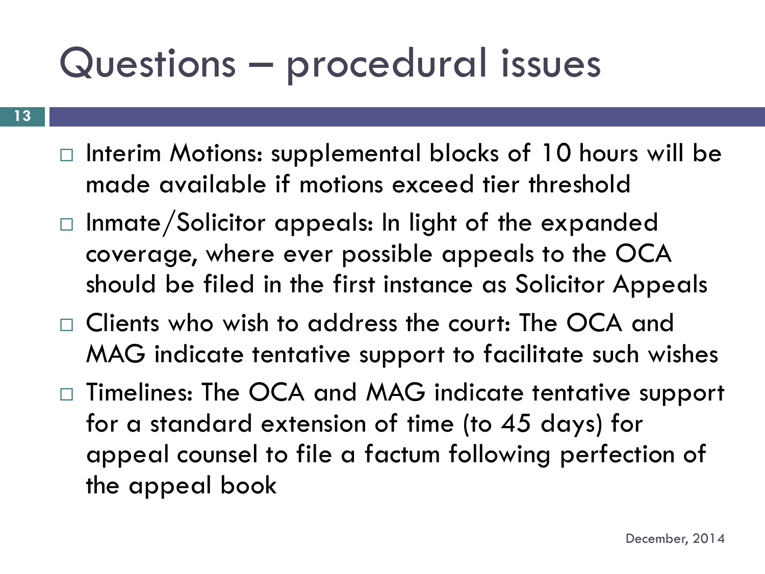# Questions – procedural issues

- Interim Motions: supplemental blocks of 10 hours will be made available if motions exceed tier threshold
- Inmate/Solicitor appeals: In light of the expanded coverage, where ever possible appeals to the OCA should be filed in the first instance as Solicitor Appeals
- Clients who wish to address the court: The OCA and MAG indicate tentative support to facilitate such wishes
- Timelines: The OCA and MAG indicate tentative support for a standard extension of time (to 45 days) for appeal counsel to file a factum following perfection of the appeal book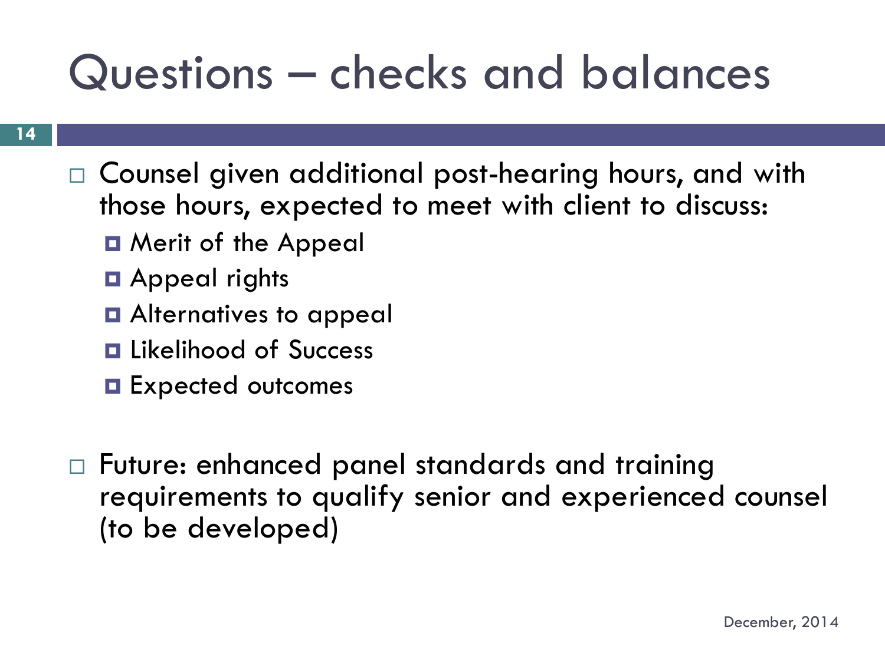# Questions – checks and balances

- Counsel given additional post-hearing hours, and with those hours, expected to meet with client to discuss:
  - Merit of the Appeal
  - Appeal rights
  - Alternatives to appeal
  - Likelihood of Success
  - Expected outcomes

- Future: enhanced panel standards and training requirements to qualify senior and experienced counsel (to be developed)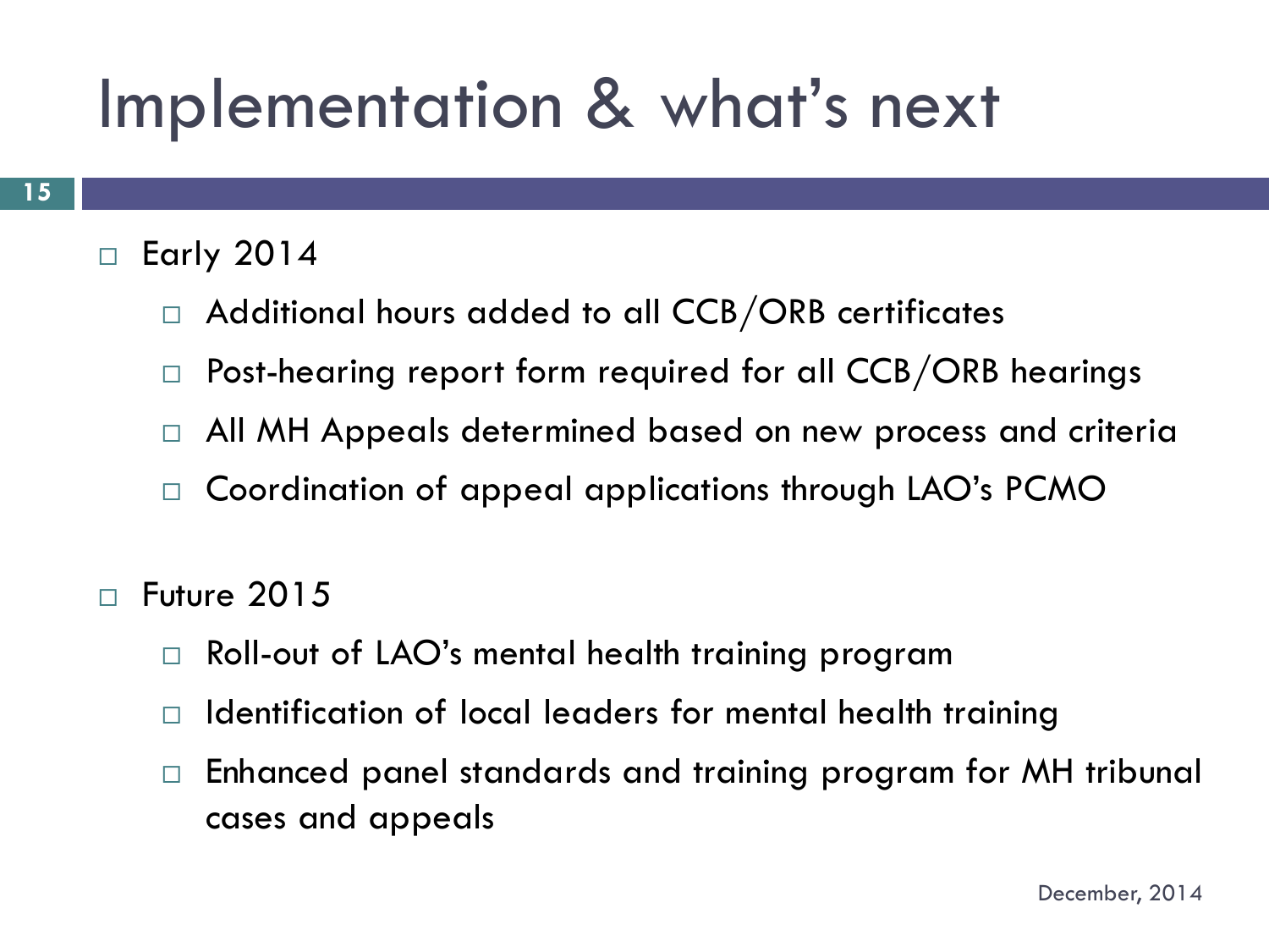# Implementation & what's next

- Early 2014
  - Additional hours added to all CCB/ORB certificates
  - Post-hearing report form required for all CCB/ORB hearings
  - All MH Appeals determined based on new process and criteria
  - Coordination of appeal applications through LAO's PCMO

- Future 2015
  - Roll-out of LAO's mental health training program
  - Identification of local leaders for mental health training
  - Enhanced panel standards and training program for MH tribunal cases and appeals

December, 2014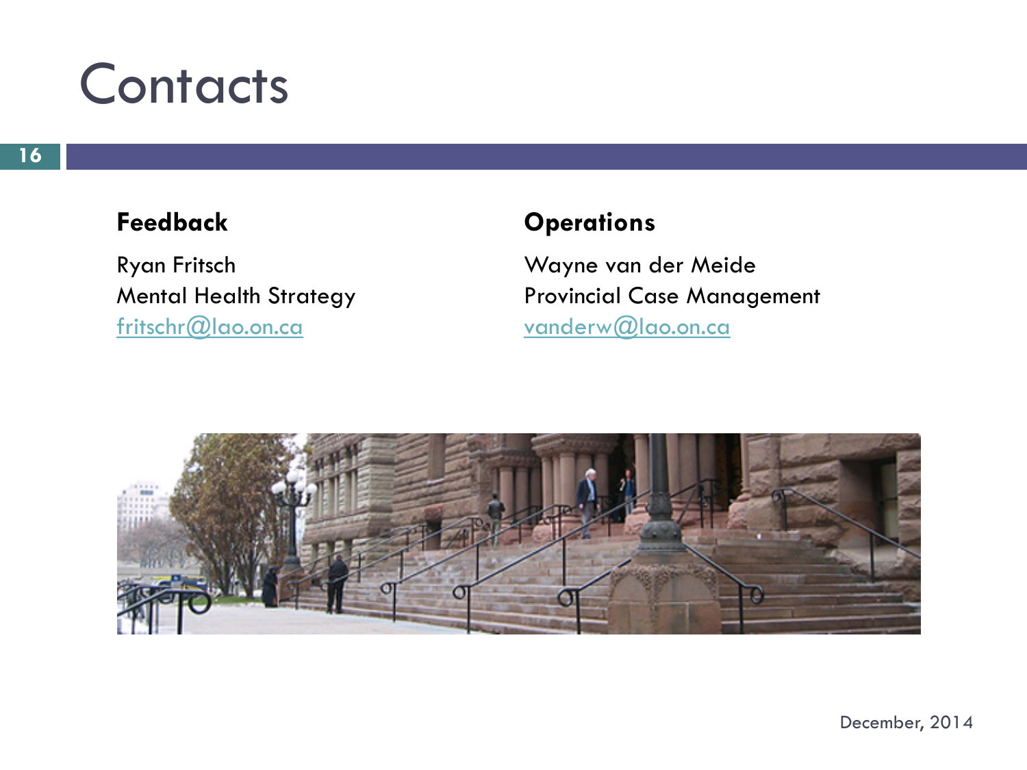# Contacts

**Feedback**

Ryan Fritsch
Mental Health Strategy
fritschr@lao.on.ca

**Operations**

Wayne van der Meide
Provincial Case Management
vanderw@lao.on.ca

December, 2014